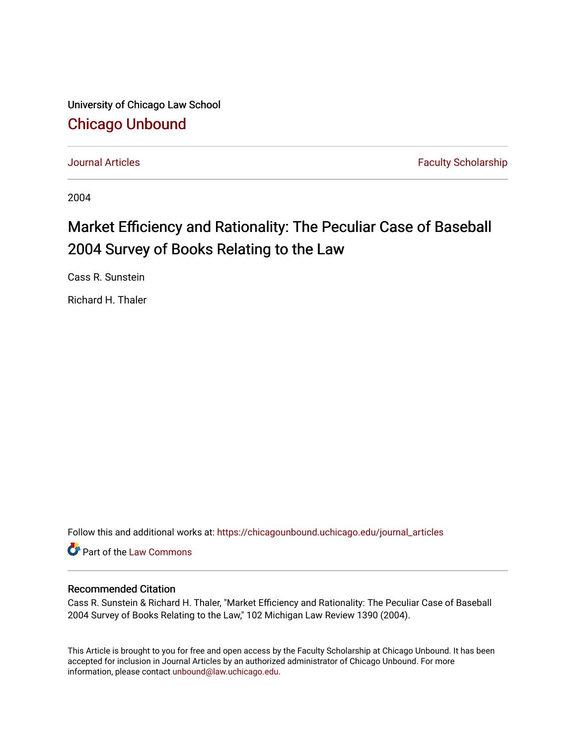University of Chicago Law School

# Chicago Unbound

Journal Articles | Faculty Scholarship

2004

## Market Efficiency and Rationality: The Peculiar Case of Baseball 2004 Survey of Books Relating to the Law

Cass R. Sunstein

Richard H. Thaler

Follow this and additional works at: https://chicagounbound.uchicago.edu/journal_articles

Part of the Law Commons

### Recommended Citation

Cass R. Sunstein & Richard H. Thaler, "Market Efficiency and Rationality: The Peculiar Case of Baseball 2004 Survey of Books Relating to the Law," 102 Michigan Law Review 1390 (2004).

This Article is brought to you for free and open access by the Faculty Scholarship at Chicago Unbound. It has been accepted for inclusion in Journal Articles by an authorized administrator of Chicago Unbound. For more information, please contact unbound@law.uchicago.edu.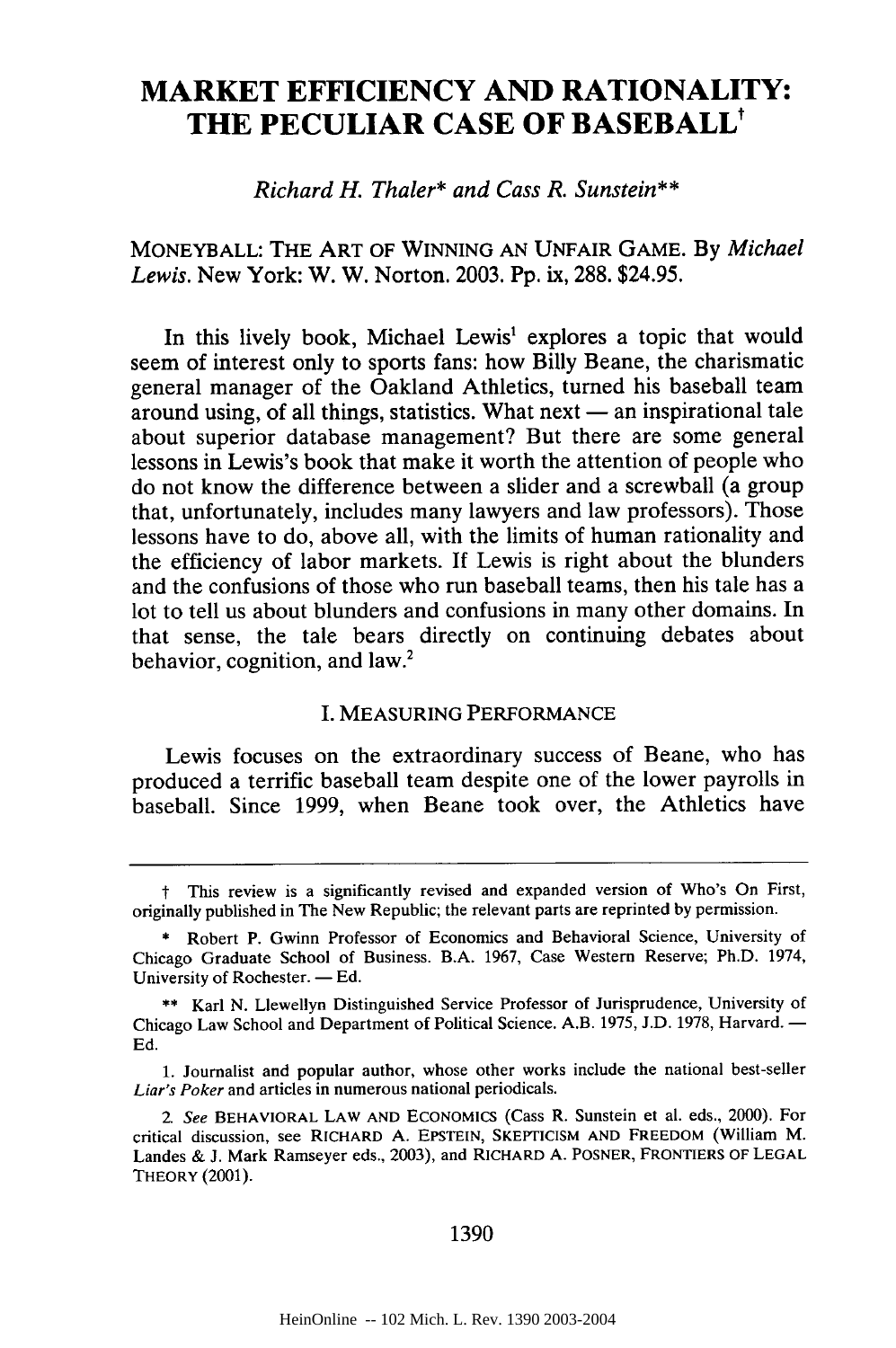# MARKET EFFICIENCY AND RATIONALITY: THE PECULIAR CASE OF BASEBALL[†]

*Richard H. Thaler\* and Cass R. Sunstein\*\**

MONEYBALL: THE ART OF WINNING AN UNFAIR GAME. By *Michael Lewis*. New York: W. W. Norton. 2003. Pp. ix, 288. $24.95.

In this lively book, Michael Lewis[1] explores a topic that would seem of interest only to sports fans: how Billy Beane, the charismatic general manager of the Oakland Athletics, turned his baseball team around using, of all things, statistics. What next — an inspirational tale about superior database management? But there are some general lessons in Lewis's book that make it worth the attention of people who do not know the difference between a slider and a screwball (a group that, unfortunately, includes many lawyers and law professors). Those lessons have to do, above all, with the limits of human rationality and the efficiency of labor markets. If Lewis is right about the blunders and the confusions of those who run baseball teams, then his tale has a lot to tell us about blunders and confusions in many other domains. In that sense, the tale bears directly on continuing debates about behavior, cognition, and law.[2]

## I. MEASURING PERFORMANCE

Lewis focuses on the extraordinary success of Beane, who has produced a terrific baseball team despite one of the lower payrolls in baseball. Since 1999, when Beane took over, the Athletics have

---

† This review is a significantly revised and expanded version of Who's On First, originally published in The New Republic; the relevant parts are reprinted by permission.

\* Robert P. Gwinn Professor of Economics and Behavioral Science, University of Chicago Graduate School of Business. B.A. 1967, Case Western Reserve; Ph.D. 1974, University of Rochester. — Ed.

\*\* Karl N. Llewellyn Distinguished Service Professor of Jurisprudence, University of Chicago Law School and Department of Political Science. A.B. 1975, J.D. 1978, Harvard. — Ed.

1. Journalist and popular author, whose other works include the national best-seller *Liar's Poker* and articles in numerous national periodicals.

2. *See* BEHAVIORAL LAW AND ECONOMICS (Cass R. Sunstein et al. eds., 2000). For critical discussion, see RICHARD A. EPSTEIN, SKEPTICISM AND FREEDOM (William M. Landes & J. Mark Ramseyer eds., 2003), and RICHARD A. POSNER, FRONTIERS OF LEGAL THEORY (2001).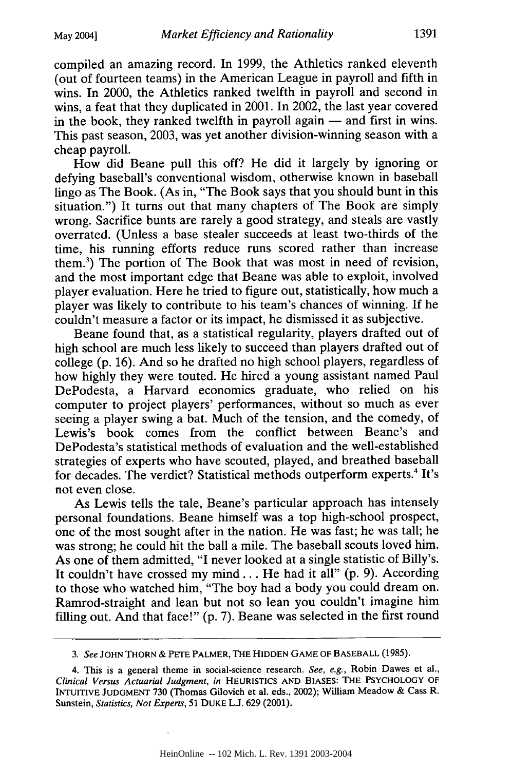compiled an amazing record. In 1999, the Athletics ranked eleventh (out of fourteen teams) in the American League in payroll and fifth in wins. In 2000, the Athletics ranked twelfth in payroll and second in wins, a feat that they duplicated in 2001. In 2002, the last year covered in the book, they ranked twelfth in payroll again — and first in wins. This past season, 2003, was yet another division-winning season with a cheap payroll.

How did Beane pull this off? He did it largely by ignoring or defying baseball's conventional wisdom, otherwise known in baseball lingo as The Book. (As in, "The Book says that you should bunt in this situation.") It turns out that many chapters of The Book are simply wrong. Sacrifice bunts are rarely a good strategy, and steals are vastly overrated. (Unless a base stealer succeeds at least two-thirds of the time, his running efforts reduce runs scored rather than increase them.[3]) The portion of The Book that was most in need of revision, and the most important edge that Beane was able to exploit, involved player evaluation. Here he tried to figure out, statistically, how much a player was likely to contribute to his team's chances of winning. If he couldn't measure a factor or its impact, he dismissed it as subjective.

Beane found that, as a statistical regularity, players drafted out of high school are much less likely to succeed than players drafted out of college (p. 16). And so he drafted no high school players, regardless of how highly they were touted. He hired a young assistant named Paul DePodesta, a Harvard economics graduate, who relied on his computer to project players' performances, without so much as ever seeing a player swing a bat. Much of the tension, and the comedy, of Lewis's book comes from the conflict between Beane's and DePodesta's statistical methods of evaluation and the well-established strategies of experts who have scouted, played, and breathed baseball for decades. The verdict? Statistical methods outperform experts.[4] It's not even close.

As Lewis tells the tale, Beane's particular approach has intensely personal foundations. Beane himself was a top high-school prospect, one of the most sought after in the nation. He was fast; he was tall; he was strong; he could hit the ball a mile. The baseball scouts loved him. As one of them admitted, "I never looked at a single statistic of Billy's. It couldn't have crossed my mind . . . He had it all" (p. 9). According to those who watched him, "The boy had a body you could dream on. Ramrod-straight and lean but not so lean you couldn't imagine him filling out. And that face!" (p. 7). Beane was selected in the first round

---

3. *See* JOHN THORN & PETE PALMER, THE HIDDEN GAME OF BASEBALL (1985).

4. This is a general theme in social-science research. *See, e.g.*, Robin Dawes et al., *Clinical Versus Actuarial Judgment*, *in* HEURISTICS AND BIASES: THE PSYCHOLOGY OF INTUITIVE JUDGMENT 730 (Thomas Gilovich et al. eds., 2002); William Meadow & Cass R. Sunstein, *Statistics, Not Experts*, 51 DUKE L.J. 629 (2001).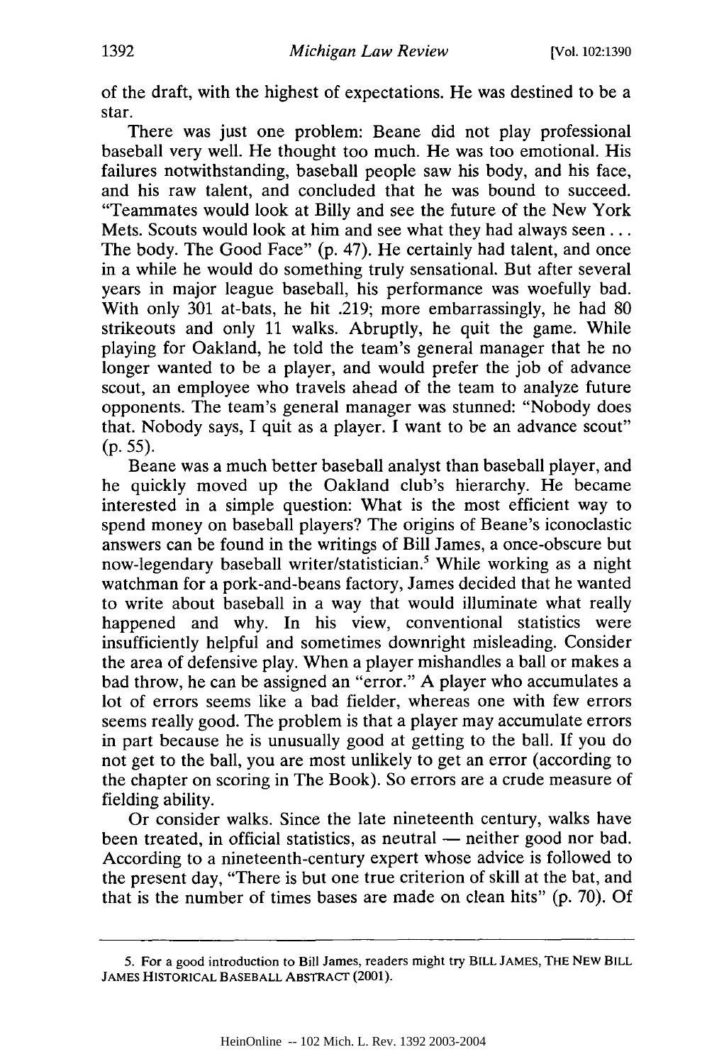of the draft, with the highest of expectations. He was destined to be a star.

There was just one problem: Beane did not play professional baseball very well. He thought too much. He was too emotional. His failures notwithstanding, baseball people saw his body, and his face, and his raw talent, and concluded that he was bound to succeed. "Teammates would look at Billy and see the future of the New York Mets. Scouts would look at him and see what they had always seen . . . The body. The Good Face" (p. 47). He certainly had talent, and once in a while he would do something truly sensational. But after several years in major league baseball, his performance was woefully bad. With only 301 at-bats, he hit .219; more embarrassingly, he had 80 strikeouts and only 11 walks. Abruptly, he quit the game. While playing for Oakland, he told the team's general manager that he no longer wanted to be a player, and would prefer the job of advance scout, an employee who travels ahead of the team to analyze future opponents. The team's general manager was stunned: "Nobody does that. Nobody says, I quit as a player. I want to be an advance scout" (p. 55).

Beane was a much better baseball analyst than baseball player, and he quickly moved up the Oakland club's hierarchy. He became interested in a simple question: What is the most efficient way to spend money on baseball players? The origins of Beane's iconoclastic answers can be found in the writings of Bill James, a once-obscure but now-legendary baseball writer/statistician.[5] While working as a night watchman for a pork-and-beans factory, James decided that he wanted to write about baseball in a way that would illuminate what really happened and why. In his view, conventional statistics were insufficiently helpful and sometimes downright misleading. Consider the area of defensive play. When a player mishandles a ball or makes a bad throw, he can be assigned an "error." A player who accumulates a lot of errors seems like a bad fielder, whereas one with few errors seems really good. The problem is that a player may accumulate errors in part because he is unusually good at getting to the ball. If you do not get to the ball, you are most unlikely to get an error (according to the chapter on scoring in The Book). So errors are a crude measure of fielding ability.

Or consider walks. Since the late nineteenth century, walks have been treated, in official statistics, as neutral — neither good nor bad. According to a nineteenth-century expert whose advice is followed to the present day, "There is but one true criterion of skill at the bat, and that is the number of times bases are made on clean hits" (p. 70). Of

---

5. For a good introduction to Bill James, readers might try BILL JAMES, THE NEW BILL JAMES HISTORICAL BASEBALL ABSTRACT (2001).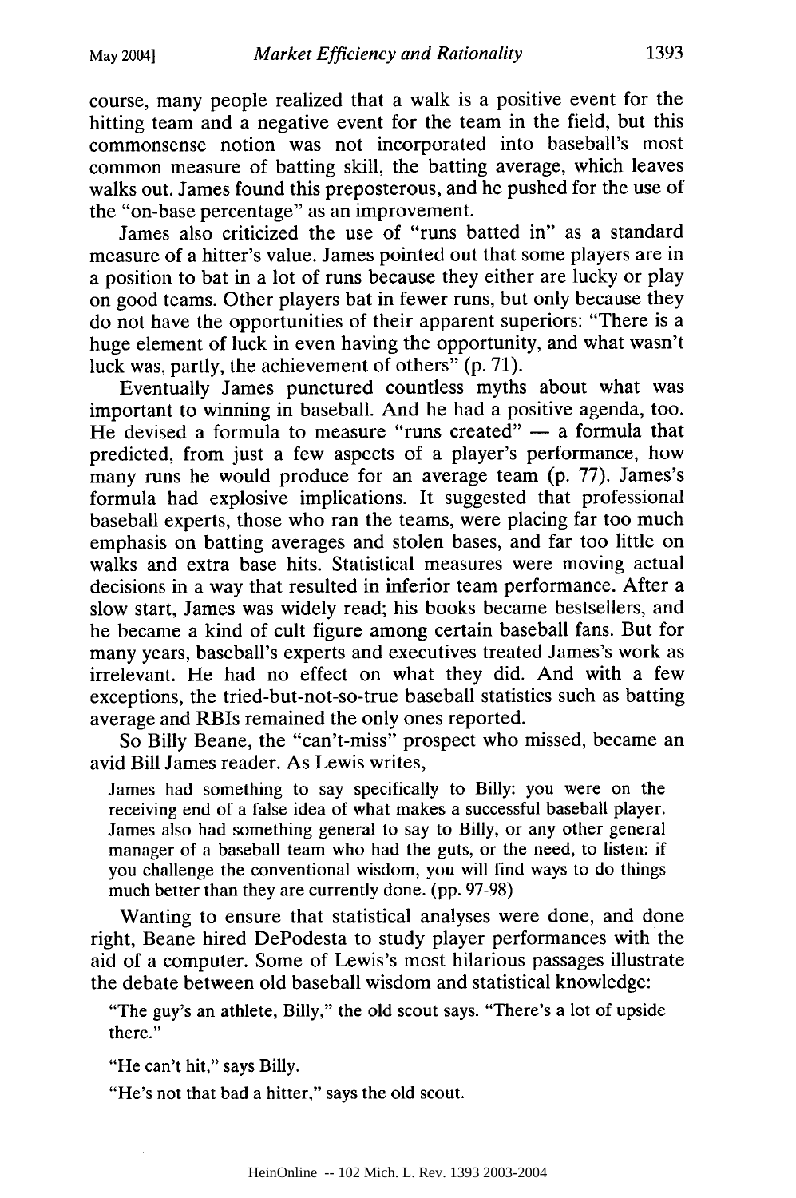course, many people realized that a walk is a positive event for the hitting team and a negative event for the team in the field, but this commonsense notion was not incorporated into baseball's most common measure of batting skill, the batting average, which leaves walks out. James found this preposterous, and he pushed for the use of the "on-base percentage" as an improvement.

James also criticized the use of "runs batted in" as a standard measure of a hitter's value. James pointed out that some players are in a position to bat in a lot of runs because they either are lucky or play on good teams. Other players bat in fewer runs, but only because they do not have the opportunities of their apparent superiors: "There is a huge element of luck in even having the opportunity, and what wasn't luck was, partly, the achievement of others" (p. 71).

Eventually James punctured countless myths about what was important to winning in baseball. And he had a positive agenda, too. He devised a formula to measure "runs created" — a formula that predicted, from just a few aspects of a player's performance, how many runs he would produce for an average team (p. 77). James's formula had explosive implications. It suggested that professional baseball experts, those who ran the teams, were placing far too much emphasis on batting averages and stolen bases, and far too little on walks and extra base hits. Statistical measures were moving actual decisions in a way that resulted in inferior team performance. After a slow start, James was widely read; his books became bestsellers, and he became a kind of cult figure among certain baseball fans. But for many years, baseball's experts and executives treated James's work as irrelevant. He had no effect on what they did. And with a few exceptions, the tried-but-not-so-true baseball statistics such as batting average and RBIs remained the only ones reported.

So Billy Beane, the "can't-miss" prospect who missed, became an avid Bill James reader. As Lewis writes,

> James had something to say specifically to Billy: you were on the receiving end of a false idea of what makes a successful baseball player. James also had something general to say to Billy, or any other general manager of a baseball team who had the guts, or the need, to listen: if you challenge the conventional wisdom, you will find ways to do things much better than they are currently done. (pp. 97-98)

Wanting to ensure that statistical analyses were done, and done right, Beane hired DePodesta to study player performances with the aid of a computer. Some of Lewis's most hilarious passages illustrate the debate between old baseball wisdom and statistical knowledge:

> "The guy's an athlete, Billy," the old scout says. "There's a lot of upside there."
>
> "He can't hit," says Billy.
>
> "He's not that bad a hitter," says the old scout.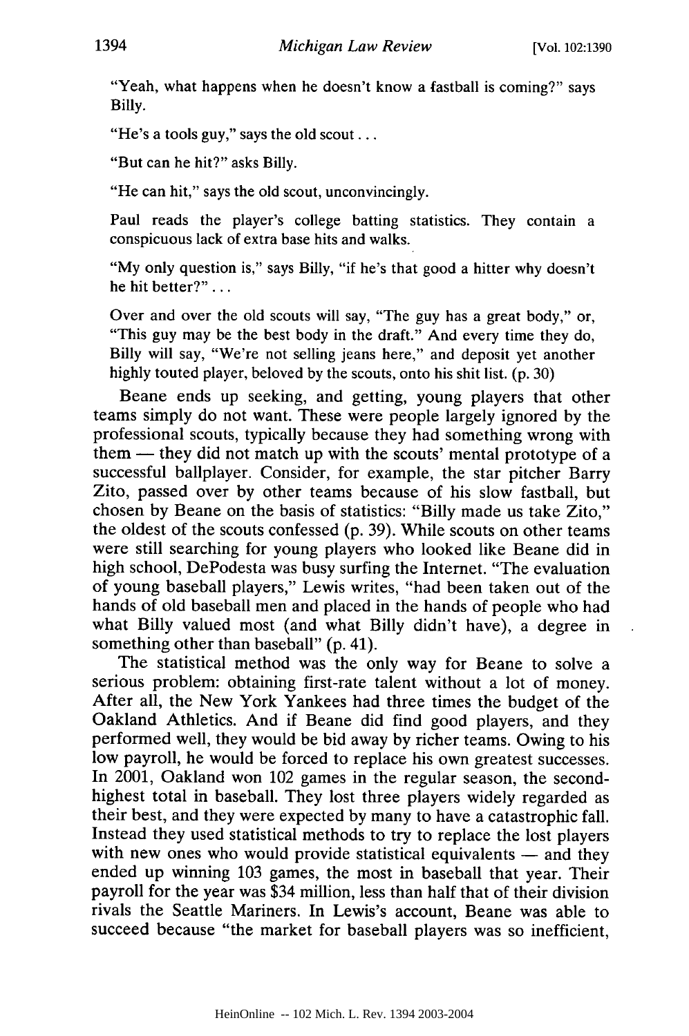"Yeah, what happens when he doesn't know a fastball is coming?" says Billy.

"He's a tools guy," says the old scout . . .

"But can he hit?" asks Billy.

"He can hit," says the old scout, unconvincingly.

Paul reads the player's college batting statistics. They contain a conspicuous lack of extra base hits and walks.

"My only question is," says Billy, "if he's that good a hitter why doesn't he hit better?" . . .

Over and over the old scouts will say, "The guy has a great body," or, "This guy may be the best body in the draft." And every time they do, Billy will say, "We're not selling jeans here," and deposit yet another highly touted player, beloved by the scouts, onto his shit list. (p. 30)

Beane ends up seeking, and getting, young players that other teams simply do not want. These were people largely ignored by the professional scouts, typically because they had something wrong with them — they did not match up with the scouts' mental prototype of a successful ballplayer. Consider, for example, the star pitcher Barry Zito, passed over by other teams because of his slow fastball, but chosen by Beane on the basis of statistics: "Billy made us take Zito," the oldest of the scouts confessed (p. 39). While scouts on other teams were still searching for young players who looked like Beane did in high school, DePodesta was busy surfing the Internet. "The evaluation of young baseball players," Lewis writes, "had been taken out of the hands of old baseball men and placed in the hands of people who had what Billy valued most (and what Billy didn't have), a degree in something other than baseball" (p. 41).

The statistical method was the only way for Beane to solve a serious problem: obtaining first-rate talent without a lot of money. After all, the New York Yankees had three times the budget of the Oakland Athletics. And if Beane did find good players, and they performed well, they would be bid away by richer teams. Owing to his low payroll, he would be forced to replace his own greatest successes. In 2001, Oakland won 102 games in the regular season, the second-highest total in baseball. They lost three players widely regarded as their best, and they were expected by many to have a catastrophic fall. Instead they used statistical methods to try to replace the lost players with new ones who would provide statistical equivalents — and they ended up winning 103 games, the most in baseball that year. Their payroll for the year was \$34 million, less than half that of their division rivals the Seattle Mariners. In Lewis's account, Beane was able to succeed because "the market for baseball players was so inefficient,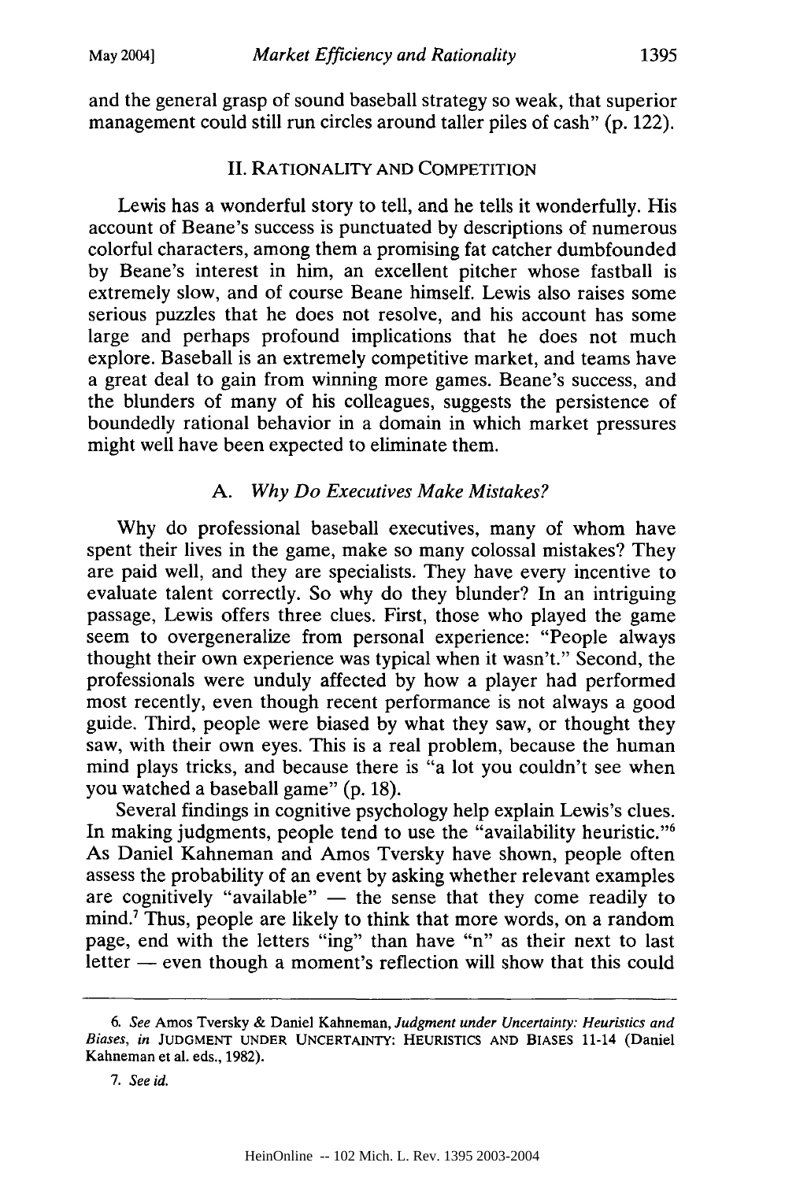and the general grasp of sound baseball strategy so weak, that superior management could still run circles around taller piles of cash" (p. 122).

## II. RATIONALITY AND COMPETITION

Lewis has a wonderful story to tell, and he tells it wonderfully. His account of Beane's success is punctuated by descriptions of numerous colorful characters, among them a promising fat catcher dumbfounded by Beane's interest in him, an excellent pitcher whose fastball is extremely slow, and of course Beane himself. Lewis also raises some serious puzzles that he does not resolve, and his account has some large and perhaps profound implications that he does not much explore. Baseball is an extremely competitive market, and teams have a great deal to gain from winning more games. Beane's success, and the blunders of many of his colleagues, suggests the persistence of boundedly rational behavior in a domain in which market pressures might well have been expected to eliminate them.

### A. *Why Do Executives Make Mistakes?*

Why do professional baseball executives, many of whom have spent their lives in the game, make so many colossal mistakes? They are paid well, and they are specialists. They have every incentive to evaluate talent correctly. So why do they blunder? In an intriguing passage, Lewis offers three clues. First, those who played the game seem to overgeneralize from personal experience: "People always thought their own experience was typical when it wasn't." Second, the professionals were unduly affected by how a player had performed most recently, even though recent performance is not always a good guide. Third, people were biased by what they saw, or thought they saw, with their own eyes. This is a real problem, because the human mind plays tricks, and because there is "a lot you couldn't see when you watched a baseball game" (p. 18).

Several findings in cognitive psychology help explain Lewis's clues. In making judgments, people tend to use the "availability heuristic."[6] As Daniel Kahneman and Amos Tversky have shown, people often assess the probability of an event by asking whether relevant examples are cognitively "available" — the sense that they come readily to mind.[7] Thus, people are likely to think that more words, on a random page, end with the letters "ing" than have "n" as their next to last letter — even though a moment's reflection will show that this could

---

6. *See* Amos Tversky & Daniel Kahneman, *Judgment under Uncertainty: Heuristics and Biases*, *in* JUDGMENT UNDER UNCERTAINTY: HEURISTICS AND BIASES 11-14 (Daniel Kahneman et al. eds., 1982).

7. *See id.*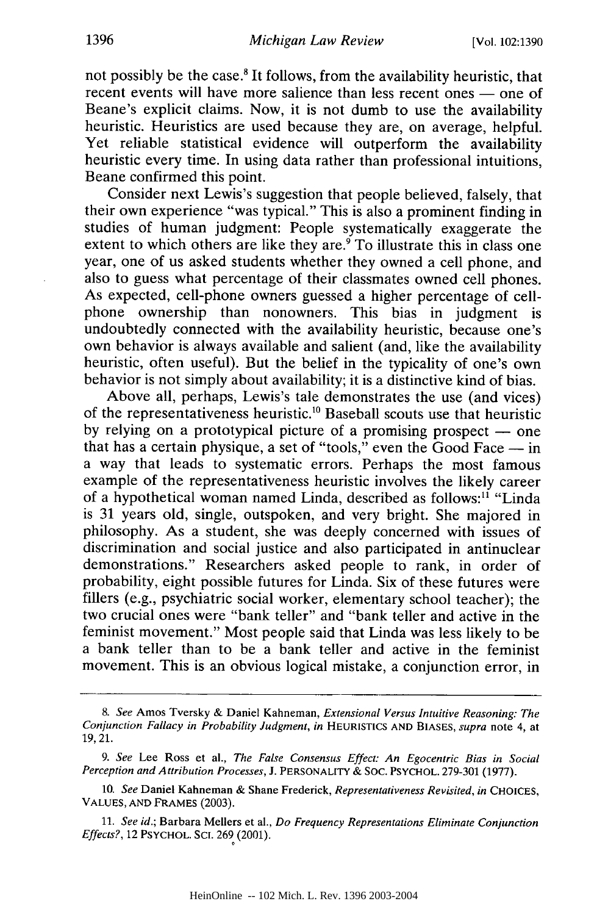not possibly be the case.[8] It follows, from the availability heuristic, that recent events will have more salience than less recent ones — one of Beane's explicit claims. Now, it is not dumb to use the availability heuristic. Heuristics are used because they are, on average, helpful. Yet reliable statistical evidence will outperform the availability heuristic every time. In using data rather than professional intuitions, Beane confirmed this point.

Consider next Lewis's suggestion that people believed, falsely, that their own experience "was typical." This is also a prominent finding in studies of human judgment: People systematically exaggerate the extent to which others are like they are.[9] To illustrate this in class one year, one of us asked students whether they owned a cell phone, and also to guess what percentage of their classmates owned cell phones. As expected, cell-phone owners guessed a higher percentage of cell-phone ownership than nonowners. This bias in judgment is undoubtedly connected with the availability heuristic, because one's own behavior is always available and salient (and, like the availability heuristic, often useful). But the belief in the typicality of one's own behavior is not simply about availability; it is a distinctive kind of bias.

Above all, perhaps, Lewis's tale demonstrates the use (and vices) of the representativeness heuristic.[10] Baseball scouts use that heuristic by relying on a prototypical picture of a promising prospect — one that has a certain physique, a set of "tools," even the Good Face — in a way that leads to systematic errors. Perhaps the most famous example of the representativeness heuristic involves the likely career of a hypothetical woman named Linda, described as follows:[11] "Linda is 31 years old, single, outspoken, and very bright. She majored in philosophy. As a student, she was deeply concerned with issues of discrimination and social justice and also participated in antinuclear demonstrations." Researchers asked people to rank, in order of probability, eight possible futures for Linda. Six of these futures were fillers (e.g., psychiatric social worker, elementary school teacher); the two crucial ones were "bank teller" and "bank teller and active in the feminist movement." Most people said that Linda was less likely to be a bank teller than to be a bank teller and active in the feminist movement. This is an obvious logical mistake, a conjunction error, in

---

8. *See* Amos Tversky & Daniel Kahneman, *Extensional Versus Intuitive Reasoning: The Conjunction Fallacy in Probability Judgment*, *in* HEURISTICS AND BIASES, *supra* note 4, at 19, 21.

9. *See* Lee Ross et al., *The False Consensus Effect: An Egocentric Bias in Social Perception and Attribution Processes*, J. PERSONALITY & SOC. PSYCHOL. 279-301 (1977).

10. *See* Daniel Kahneman & Shane Frederick, *Representativeness Revisited*, *in* CHOICES, VALUES, AND FRAMES (2003).

11. *See id.*; Barbara Mellers et al., *Do Frequency Representations Eliminate Conjunction Effects?*, 12 PSYCHOL. SCI. 269 (2001).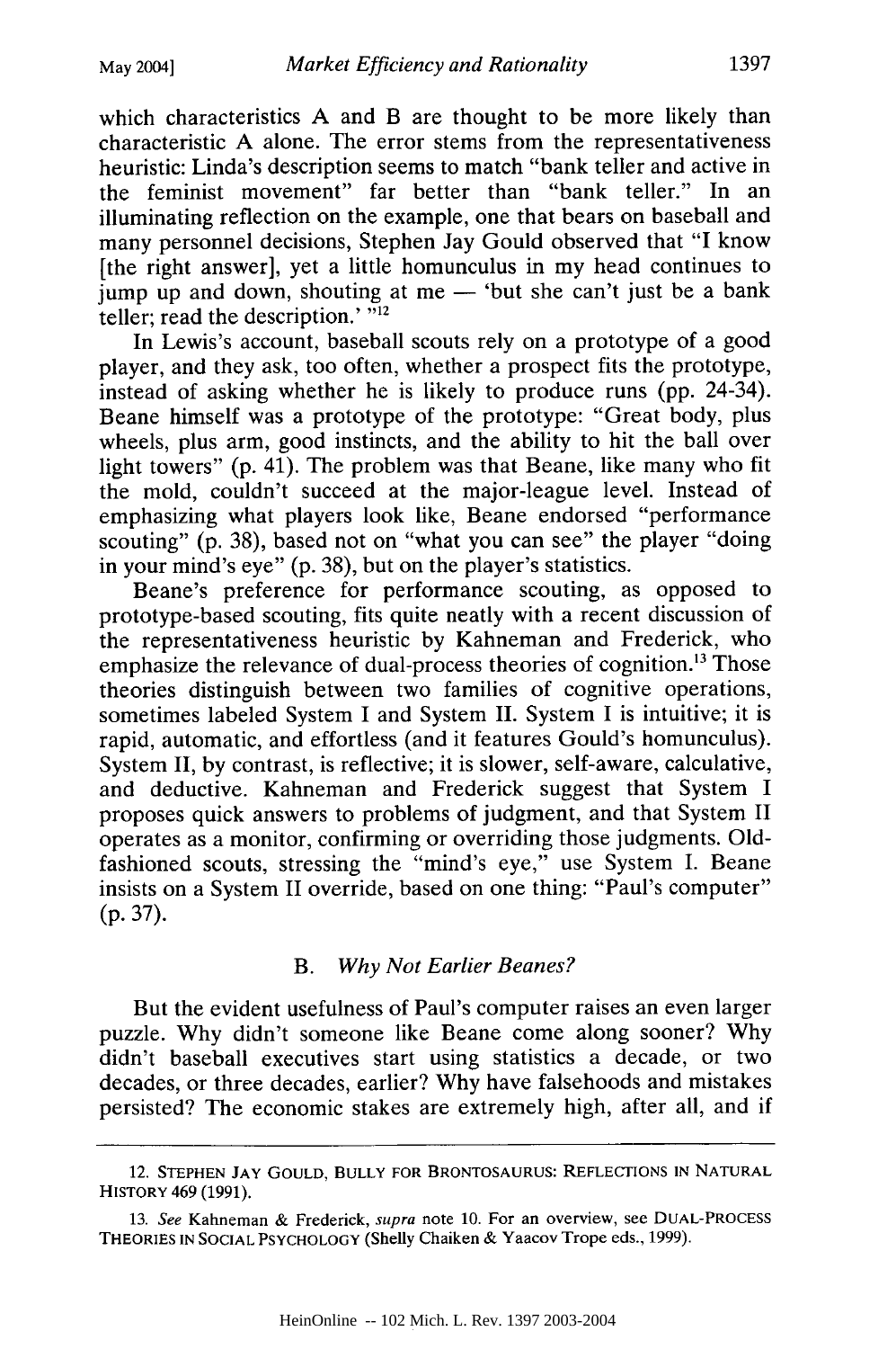which characteristics A and B are thought to be more likely than characteristic A alone. The error stems from the representativeness heuristic: Linda's description seems to match "bank teller and active in the feminist movement" far better than "bank teller." In an illuminating reflection on the example, one that bears on baseball and many personnel decisions, Stephen Jay Gould observed that "I know [the right answer], yet a little homunculus in my head continues to jump up and down, shouting at me — 'but she can't just be a bank teller; read the description.' "[12]

In Lewis's account, baseball scouts rely on a prototype of a good player, and they ask, too often, whether a prospect fits the prototype, instead of asking whether he is likely to produce runs (pp. 24-34). Beane himself was a prototype of the prototype: "Great body, plus wheels, plus arm, good instincts, and the ability to hit the ball over light towers" (p. 41). The problem was that Beane, like many who fit the mold, couldn't succeed at the major-league level. Instead of emphasizing what players look like, Beane endorsed "performance scouting" (p. 38), based not on "what you can see" the player "doing in your mind's eye" (p. 38), but on the player's statistics.

Beane's preference for performance scouting, as opposed to prototype-based scouting, fits quite neatly with a recent discussion of the representativeness heuristic by Kahneman and Frederick, who emphasize the relevance of dual-process theories of cognition.[13] Those theories distinguish between two families of cognitive operations, sometimes labeled System I and System II. System I is intuitive; it is rapid, automatic, and effortless (and it features Gould's homunculus). System II, by contrast, is reflective; it is slower, self-aware, calculative, and deductive. Kahneman and Frederick suggest that System I proposes quick answers to problems of judgment, and that System II operates as a monitor, confirming or overriding those judgments. Old-fashioned scouts, stressing the "mind's eye," use System I. Beane insists on a System II override, based on one thing: "Paul's computer" (p. 37).

### B. *Why Not Earlier Beanes?*

But the evident usefulness of Paul's computer raises an even larger puzzle. Why didn't someone like Beane come along sooner? Why didn't baseball executives start using statistics a decade, or two decades, or three decades, earlier? Why have falsehoods and mistakes persisted? The economic stakes are extremely high, after all, and if

---

12. STEPHEN JAY GOULD, BULLY FOR BRONTOSAURUS: REFLECTIONS IN NATURAL HISTORY 469 (1991).

13. *See* Kahneman & Frederick, *supra* note 10. For an overview, see DUAL-PROCESS THEORIES IN SOCIAL PSYCHOLOGY (Shelly Chaiken & Yaacov Trope eds., 1999).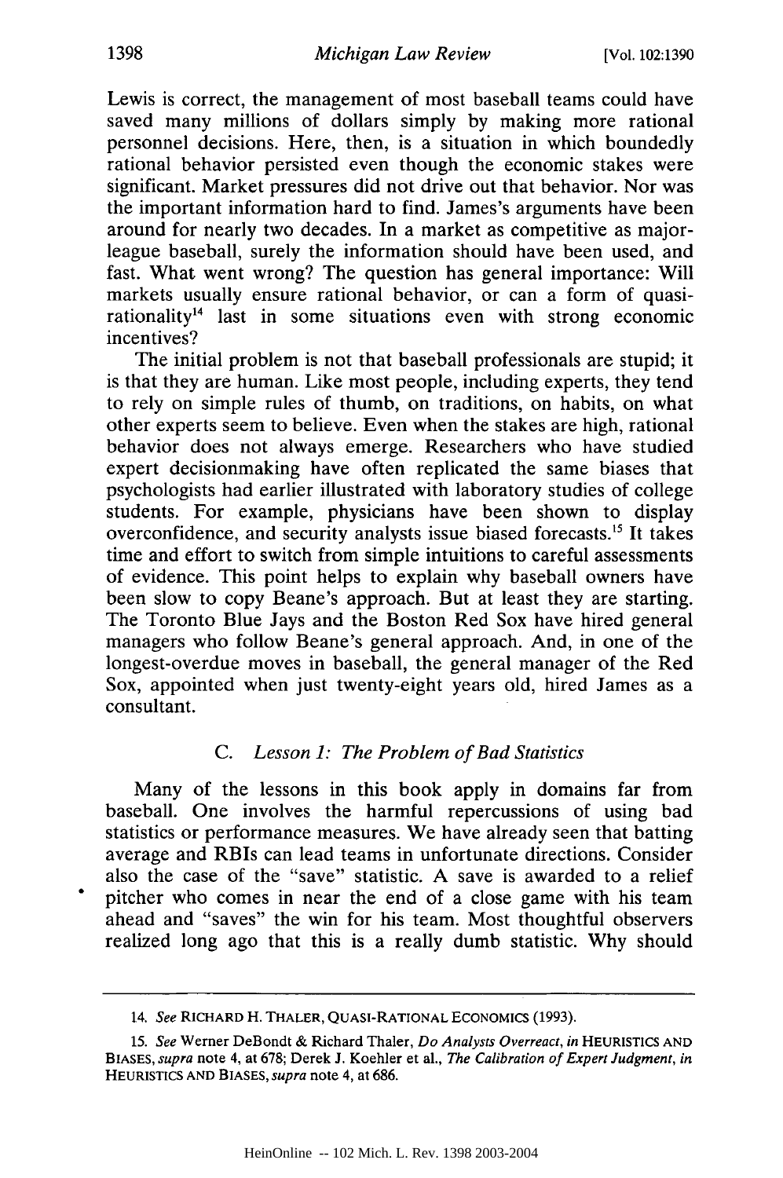Lewis is correct, the management of most baseball teams could have saved many millions of dollars simply by making more rational personnel decisions. Here, then, is a situation in which boundedly rational behavior persisted even though the economic stakes were significant. Market pressures did not drive out that behavior. Nor was the important information hard to find. James's arguments have been around for nearly two decades. In a market as competitive as major-league baseball, surely the information should have been used, and fast. What went wrong? The question has general importance: Will markets usually ensure rational behavior, or can a form of quasi-rationality[14] last in some situations even with strong economic incentives?

The initial problem is not that baseball professionals are stupid; it is that they are human. Like most people, including experts, they tend to rely on simple rules of thumb, on traditions, on habits, on what other experts seem to believe. Even when the stakes are high, rational behavior does not always emerge. Researchers who have studied expert decisionmaking have often replicated the same biases that psychologists had earlier illustrated with laboratory studies of college students. For example, physicians have been shown to display overconfidence, and security analysts issue biased forecasts.[15] It takes time and effort to switch from simple intuitions to careful assessments of evidence. This point helps to explain why baseball owners have been slow to copy Beane's approach. But at least they are starting. The Toronto Blue Jays and the Boston Red Sox have hired general managers who follow Beane's general approach. And, in one of the longest-overdue moves in baseball, the general manager of the Red Sox, appointed when just twenty-eight years old, hired James as a consultant.

### C. *Lesson 1: The Problem of Bad Statistics*

Many of the lessons in this book apply in domains far from baseball. One involves the harmful repercussions of using bad statistics or performance measures. We have already seen that batting average and RBIs can lead teams in unfortunate directions. Consider also the case of the "save" statistic. A save is awarded to a relief pitcher who comes in near the end of a close game with his team ahead and "saves" the win for his team. Most thoughtful observers realized long ago that this is a really dumb statistic. Why should

---

14. *See* RICHARD H. THALER, QUASI-RATIONAL ECONOMICS (1993).

15. *See* Werner DeBondt & Richard Thaler, *Do Analysts Overreact*, *in* HEURISTICS AND BIASES, *supra* note 4, at 678; Derek J. Koehler et al., *The Calibration of Expert Judgment*, *in* HEURISTICS AND BIASES, *supra* note 4, at 686.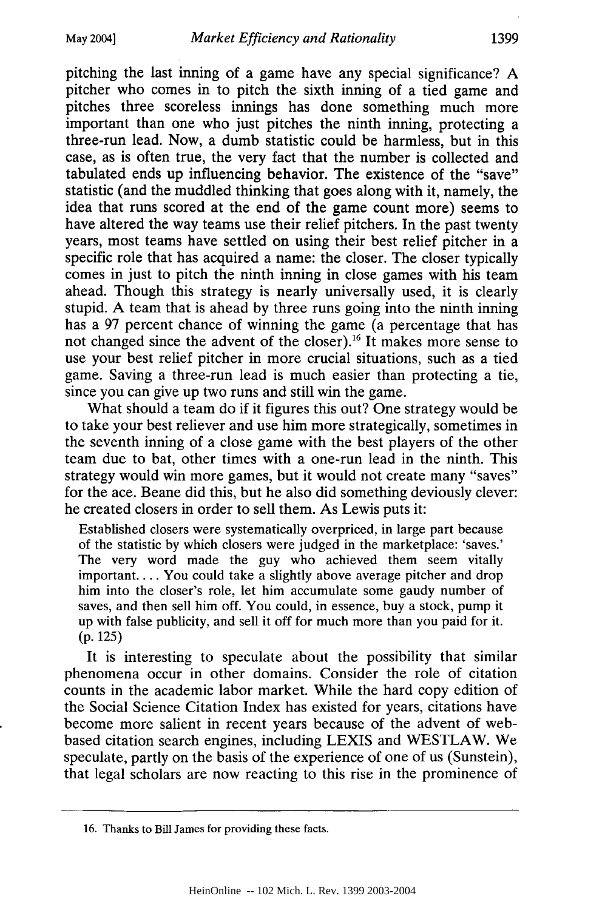pitching the last inning of a game have any special significance? A pitcher who comes in to pitch the sixth inning of a tied game and pitches three scoreless innings has done something much more important than one who just pitches the ninth inning, protecting a three-run lead. Now, a dumb statistic could be harmless, but in this case, as is often true, the very fact that the number is collected and tabulated ends up influencing behavior. The existence of the "save" statistic (and the muddled thinking that goes along with it, namely, the idea that runs scored at the end of the game count more) seems to have altered the way teams use their relief pitchers. In the past twenty years, most teams have settled on using their best relief pitcher in a specific role that has acquired a name: the closer. The closer typically comes in just to pitch the ninth inning in close games with his team ahead. Though this strategy is nearly universally used, it is clearly stupid. A team that is ahead by three runs going into the ninth inning has a 97 percent chance of winning the game (a percentage that has not changed since the advent of the closer).[16] It makes more sense to use your best relief pitcher in more crucial situations, such as a tied game. Saving a three-run lead is much easier than protecting a tie, since you can give up two runs and still win the game.

What should a team do if it figures this out? One strategy would be to take your best reliever and use him more strategically, sometimes in the seventh inning of a close game with the best players of the other team due to bat, other times with a one-run lead in the ninth. This strategy would win more games, but it would not create many "saves" for the ace. Beane did this, but he also did something deviously clever: he created closers in order to sell them. As Lewis puts it:

> Established closers were systematically overpriced, in large part because of the statistic by which closers were judged in the marketplace: 'saves.' The very word made the guy who achieved them seem vitally important.... You could take a slightly above average pitcher and drop him into the closer's role, let him accumulate some gaudy number of saves, and then sell him off. You could, in essence, buy a stock, pump it up with false publicity, and sell it off for much more than you paid for it. (p. 125)

It is interesting to speculate about the possibility that similar phenomena occur in other domains. Consider the role of citation counts in the academic labor market. While the hard copy edition of the Social Science Citation Index has existed for years, citations have become more salient in recent years because of the advent of web-based citation search engines, including LEXIS and WESTLAW. We speculate, partly on the basis of the experience of one of us (Sunstein), that legal scholars are now reacting to this rise in the prominence of

---

16. Thanks to Bill James for providing these facts.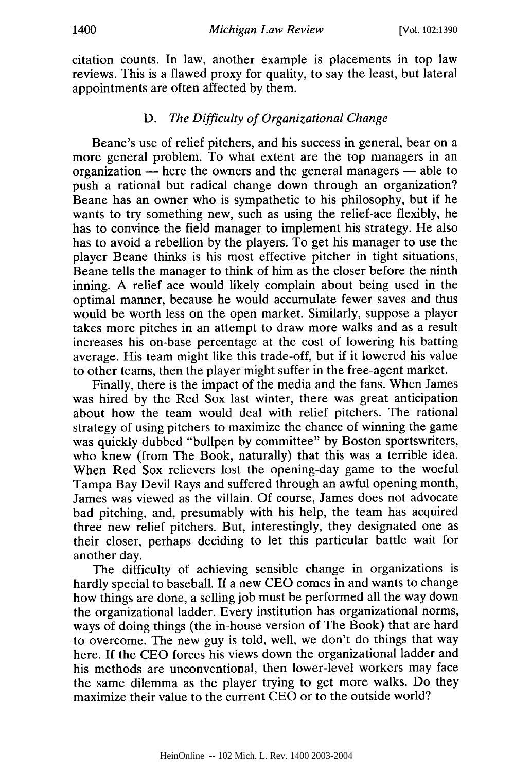citation counts. In law, another example is placements in top law reviews. This is a flawed proxy for quality, to say the least, but lateral appointments are often affected by them.

### D. *The Difficulty of Organizational Change*

Beane's use of relief pitchers, and his success in general, bear on a more general problem. To what extent are the top managers in an organization — here the owners and the general managers — able to push a rational but radical change down through an organization? Beane has an owner who is sympathetic to his philosophy, but if he wants to try something new, such as using the relief-ace flexibly, he has to convince the field manager to implement his strategy. He also has to avoid a rebellion by the players. To get his manager to use the player Beane thinks is his most effective pitcher in tight situations, Beane tells the manager to think of him as the closer before the ninth inning. A relief ace would likely complain about being used in the optimal manner, because he would accumulate fewer saves and thus would be worth less on the open market. Similarly, suppose a player takes more pitches in an attempt to draw more walks and as a result increases his on-base percentage at the cost of lowering his batting average. His team might like this trade-off, but if it lowered his value to other teams, then the player might suffer in the free-agent market.

Finally, there is the impact of the media and the fans. When James was hired by the Red Sox last winter, there was great anticipation about how the team would deal with relief pitchers. The rational strategy of using pitchers to maximize the chance of winning the game was quickly dubbed "bullpen by committee" by Boston sportswriters, who knew (from The Book, naturally) that this was a terrible idea. When Red Sox relievers lost the opening-day game to the woeful Tampa Bay Devil Rays and suffered through an awful opening month, James was viewed as the villain. Of course, James does not advocate bad pitching, and, presumably with his help, the team has acquired three new relief pitchers. But, interestingly, they designated one as their closer, perhaps deciding to let this particular battle wait for another day.

The difficulty of achieving sensible change in organizations is hardly special to baseball. If a new CEO comes in and wants to change how things are done, a selling job must be performed all the way down the organizational ladder. Every institution has organizational norms, ways of doing things (the in-house version of The Book) that are hard to overcome. The new guy is told, well, we don't do things that way here. If the CEO forces his views down the organizational ladder and his methods are unconventional, then lower-level workers may face the same dilemma as the player trying to get more walks. Do they maximize their value to the current CEO or to the outside world?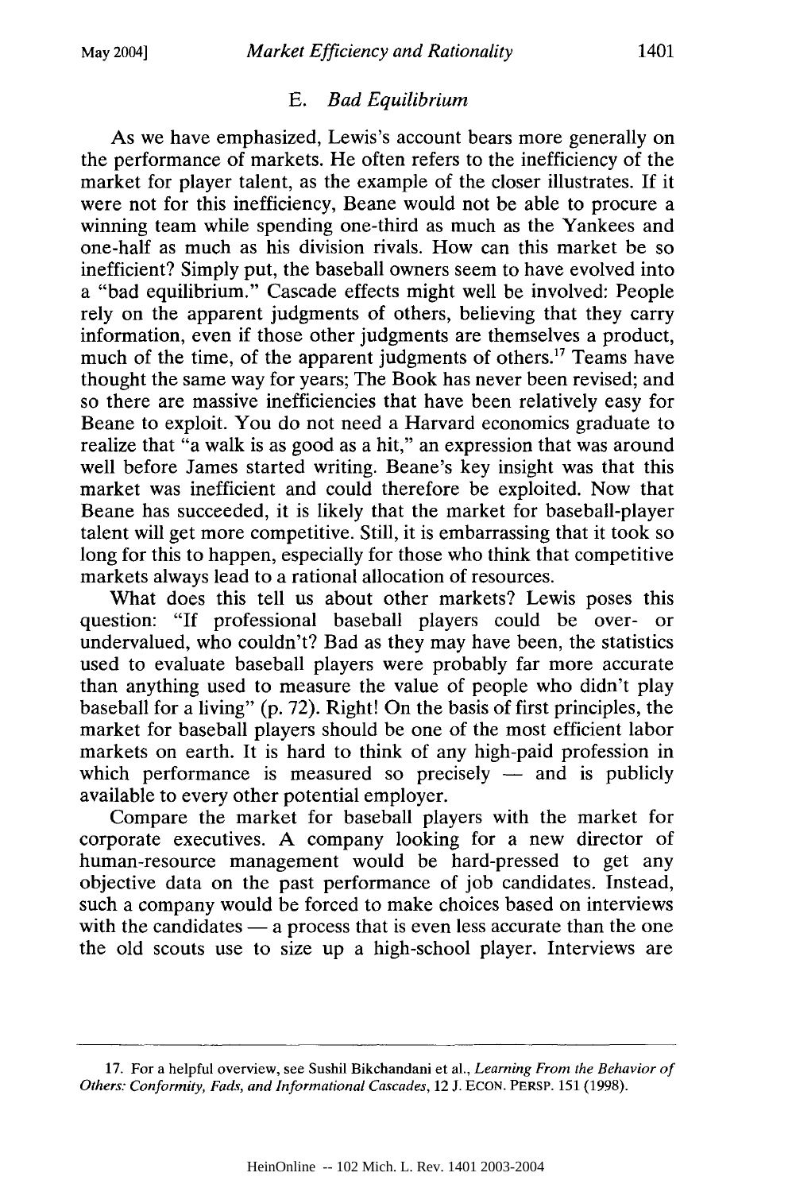### E. *Bad Equilibrium*

As we have emphasized, Lewis's account bears more generally on the performance of markets. He often refers to the inefficiency of the market for player talent, as the example of the closer illustrates. If it were not for this inefficiency, Beane would not be able to procure a winning team while spending one-third as much as the Yankees and one-half as much as his division rivals. How can this market be so inefficient? Simply put, the baseball owners seem to have evolved into a "bad equilibrium." Cascade effects might well be involved: People rely on the apparent judgments of others, believing that they carry information, even if those other judgments are themselves a product, much of the time, of the apparent judgments of others.[17] Teams have thought the same way for years; The Book has never been revised; and so there are massive inefficiencies that have been relatively easy for Beane to exploit. You do not need a Harvard economics graduate to realize that "a walk is as good as a hit," an expression that was around well before James started writing. Beane's key insight was that this market was inefficient and could therefore be exploited. Now that Beane has succeeded, it is likely that the market for baseball-player talent will get more competitive. Still, it is embarrassing that it took so long for this to happen, especially for those who think that competitive markets always lead to a rational allocation of resources.

What does this tell us about other markets? Lewis poses this question: "If professional baseball players could be over- or undervalued, who couldn't? Bad as they may have been, the statistics used to evaluate baseball players were probably far more accurate than anything used to measure the value of people who didn't play baseball for a living" (p. 72). Right! On the basis of first principles, the market for baseball players should be one of the most efficient labor markets on earth. It is hard to think of any high-paid profession in which performance is measured so precisely — and is publicly available to every other potential employer.

Compare the market for baseball players with the market for corporate executives. A company looking for a new director of human-resource management would be hard-pressed to get any objective data on the past performance of job candidates. Instead, such a company would be forced to make choices based on interviews with the candidates — a process that is even less accurate than the one the old scouts use to size up a high-school player. Interviews are

---

17. For a helpful overview, see Sushil Bikchandani et al., *Learning From the Behavior of Others: Conformity, Fads, and Informational Cascades*, 12 J. ECON. PERSP. 151 (1998).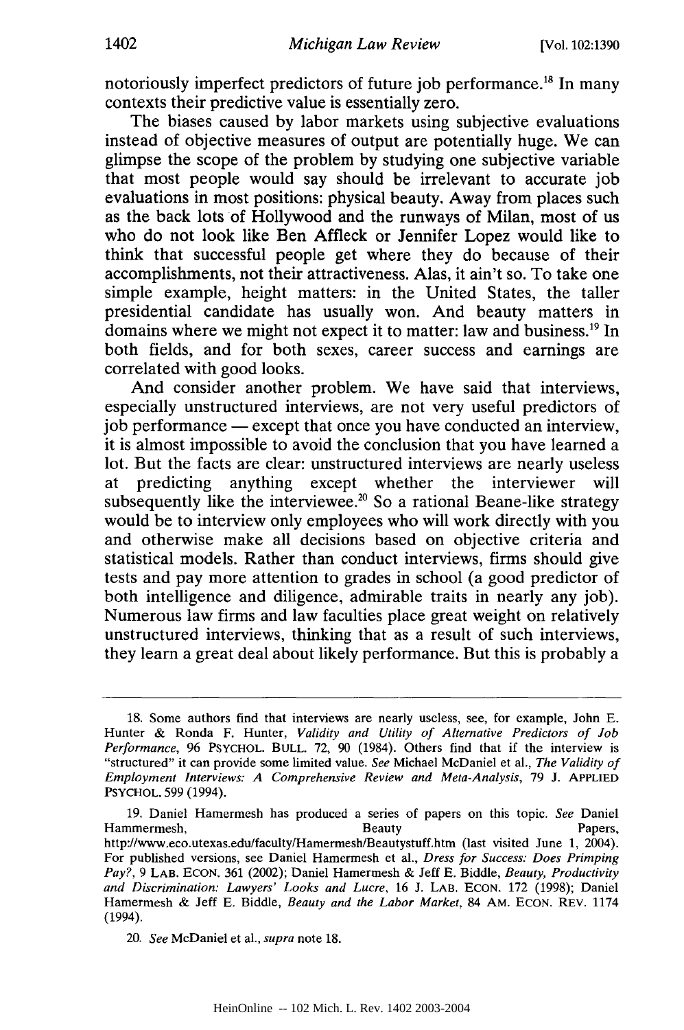notoriously imperfect predictors of future job performance.[18] In many contexts their predictive value is essentially zero.

The biases caused by labor markets using subjective evaluations instead of objective measures of output are potentially huge. We can glimpse the scope of the problem by studying one subjective variable that most people would say should be irrelevant to accurate job evaluations in most positions: physical beauty. Away from places such as the back lots of Hollywood and the runways of Milan, most of us who do not look like Ben Affleck or Jennifer Lopez would like to think that successful people get where they do because of their accomplishments, not their attractiveness. Alas, it ain't so. To take one simple example, height matters: in the United States, the taller presidential candidate has usually won. And beauty matters in domains where we might not expect it to matter: law and business.[19] In both fields, and for both sexes, career success and earnings are correlated with good looks.

And consider another problem. We have said that interviews, especially unstructured interviews, are not very useful predictors of job performance — except that once you have conducted an interview, it is almost impossible to avoid the conclusion that you have learned a lot. But the facts are clear: unstructured interviews are nearly useless at predicting anything except whether the interviewer will subsequently like the interviewee.[20] So a rational Beane-like strategy would be to interview only employees who will work directly with you and otherwise make all decisions based on objective criteria and statistical models. Rather than conduct interviews, firms should give tests and pay more attention to grades in school (a good predictor of both intelligence and diligence, admirable traits in nearly any job). Numerous law firms and law faculties place great weight on relatively unstructured interviews, thinking that as a result of such interviews, they learn a great deal about likely performance. But this is probably a

---

18. Some authors find that interviews are nearly useless, see, for example, John E. Hunter & Ronda F. Hunter, *Validity and Utility of Alternative Predictors of Job Performance*, 96 PSYCHOL. BULL. 72, 90 (1984). Others find that if the interview is "structured" it can provide some limited value. *See* Michael McDaniel et al., *The Validity of Employment Interviews: A Comprehensive Review and Meta-Analysis*, 79 J. APPLIED PSYCHOL. 599 (1994).

19. Daniel Hamermesh has produced a series of papers on this topic. *See* Daniel Hammermesh, Beauty Papers, http://www.eco.utexas.edu/faculty/Hamermesh/Beautystuff.htm (last visited June 1, 2004). For published versions, see Daniel Hamermesh et al., *Dress for Success: Does Primping Pay?*, 9 LAB. ECON. 361 (2002); Daniel Hamermesh & Jeff E. Biddle, *Beauty, Productivity and Discrimination: Lawyers' Looks and Lucre*, 16 J. LAB. ECON. 172 (1998); Daniel Hamermesh & Jeff E. Biddle, *Beauty and the Labor Market*, 84 AM. ECON. REV. 1174 (1994).

20. *See* McDaniel et al., *supra* note 18.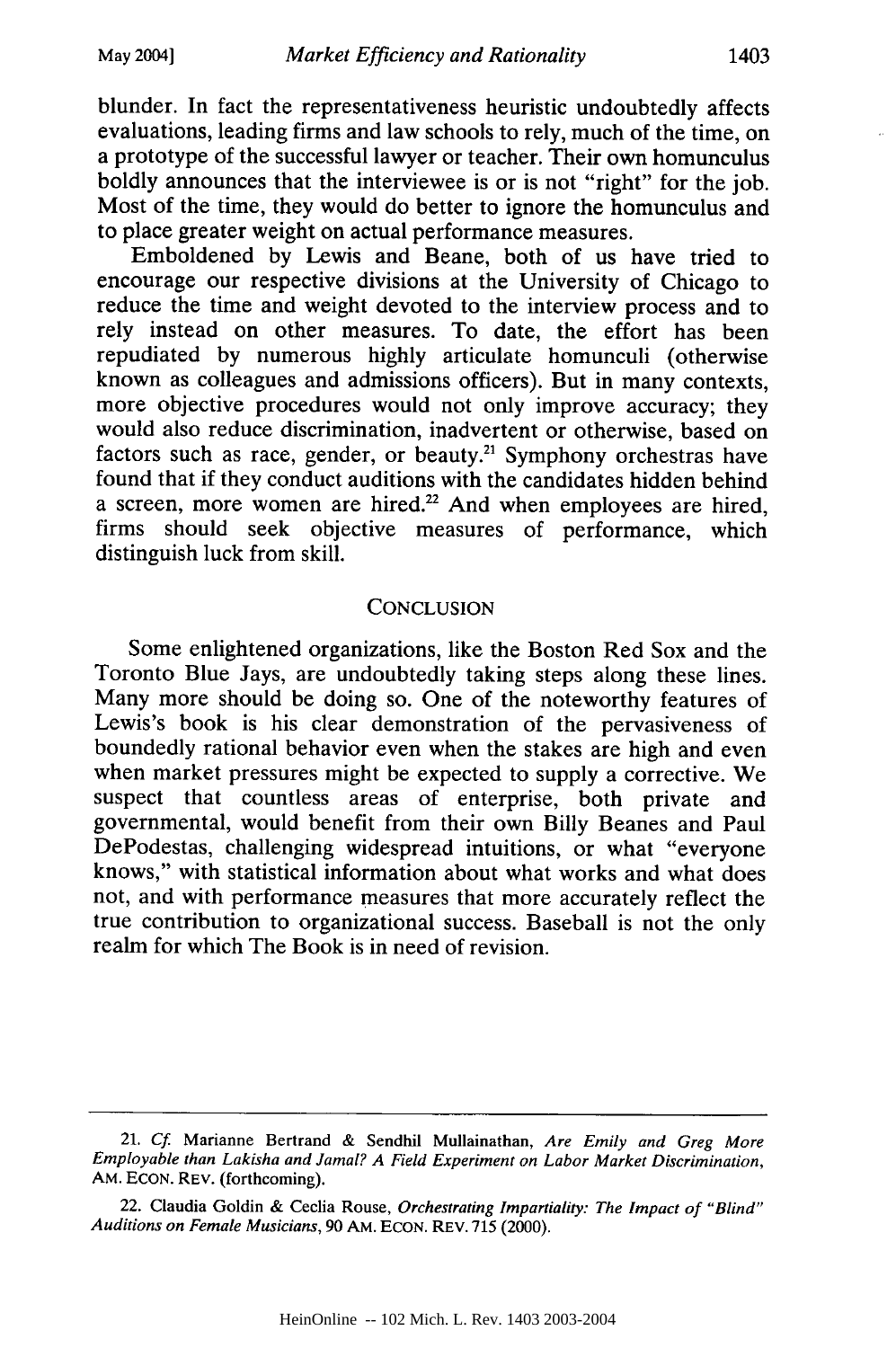blunder. In fact the representativeness heuristic undoubtedly affects evaluations, leading firms and law schools to rely, much of the time, on a prototype of the successful lawyer or teacher. Their own homunculus boldly announces that the interviewee is or is not "right" for the job. Most of the time, they would do better to ignore the homunculus and to place greater weight on actual performance measures.

Emboldened by Lewis and Beane, both of us have tried to encourage our respective divisions at the University of Chicago to reduce the time and weight devoted to the interview process and to rely instead on other measures. To date, the effort has been repudiated by numerous highly articulate homunculi (otherwise known as colleagues and admissions officers). But in many contexts, more objective procedures would not only improve accuracy; they would also reduce discrimination, inadvertent or otherwise, based on factors such as race, gender, or beauty.[21] Symphony orchestras have found that if they conduct auditions with the candidates hidden behind a screen, more women are hired.[22] And when employees are hired, firms should seek objective measures of performance, which distinguish luck from skill.

## CONCLUSION

Some enlightened organizations, like the Boston Red Sox and the Toronto Blue Jays, are undoubtedly taking steps along these lines. Many more should be doing so. One of the noteworthy features of Lewis's book is his clear demonstration of the pervasiveness of boundedly rational behavior even when the stakes are high and even when market pressures might be expected to supply a corrective. We suspect that countless areas of enterprise, both private and governmental, would benefit from their own Billy Beanes and Paul DePodestas, challenging widespread intuitions, or what "everyone knows," with statistical information about what works and what does not, and with performance measures that more accurately reflect the true contribution to organizational success. Baseball is not the only realm for which The Book is in need of revision.

---

21. *Cf.* Marianne Bertrand & Sendhil Mullainathan, *Are Emily and Greg More Employable than Lakisha and Jamal? A Field Experiment on Labor Market Discrimination*, AM. ECON. REV. (forthcoming).

22. Claudia Goldin & Ceclia Rouse, *Orchestrating Impartiality: The Impact of "Blind" Auditions on Female Musicians*, 90 AM. ECON. REV. 715 (2000).